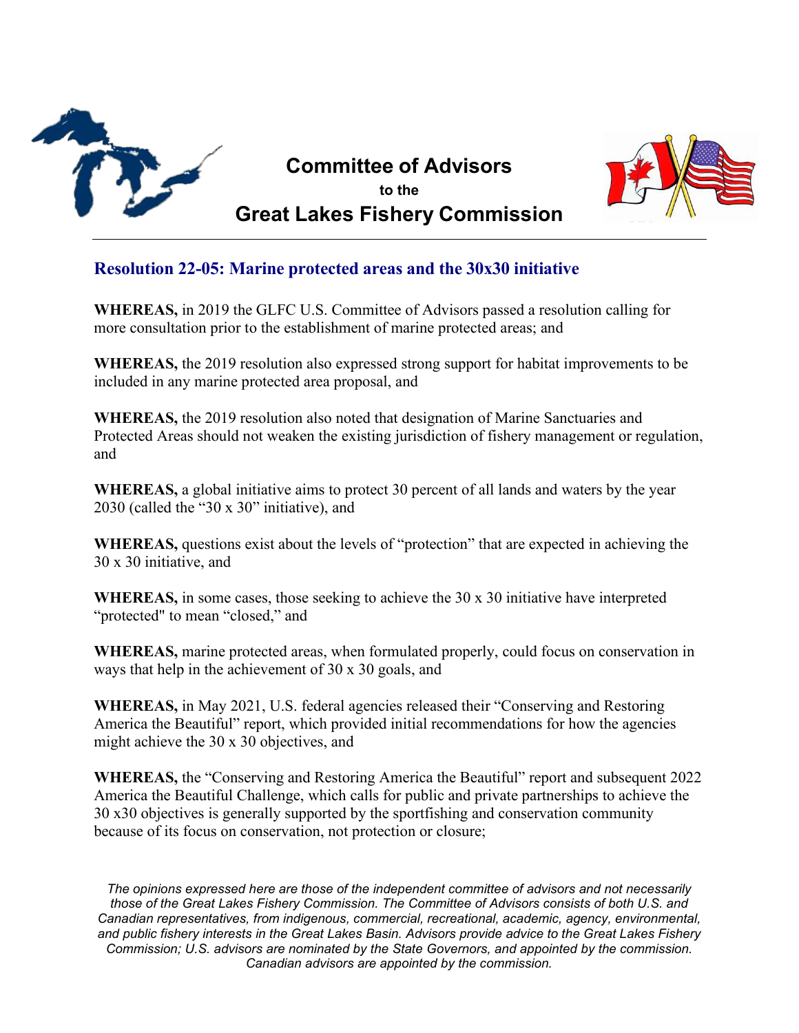# Committee of Advisors

**to the**

# Great Lakes Fishery Commission

## Resolution 22-05: Marine protected areas and the 30x30 initiative

**WHEREAS,** in 2019 the GLFC U.S. Committee of Advisors passed a resolution calling for more consultation prior to the establishment of marine protected areas; and

**WHEREAS,** the 2019 resolution also expressed strong support for habitat improvements to be included in any marine protected area proposal, and

**WHEREAS,** the 2019 resolution also noted that designation of Marine Sanctuaries and Protected Areas should not weaken the existing jurisdiction of fishery management or regulation, and

**WHEREAS,** a global initiative aims to protect 30 percent of all lands and waters by the year 2030 (called the "30 x 30" initiative), and

**WHEREAS,** questions exist about the levels of "protection" that are expected in achieving the 30 x 30 initiative, and

**WHEREAS,** in some cases, those seeking to achieve the 30 x 30 initiative have interpreted "protected" to mean "closed," and

**WHEREAS,** marine protected areas, when formulated properly, could focus on conservation in ways that help in the achievement of 30 x 30 goals, and

**WHEREAS,** in May 2021, U.S. federal agencies released their "Conserving and Restoring America the Beautiful" report, which provided initial recommendations for how the agencies might achieve the 30 x 30 objectives, and

**WHEREAS,** the "Conserving and Restoring America the Beautiful" report and subsequent 2022 America the Beautiful Challenge, which calls for public and private partnerships to achieve the 30 x30 objectives is generally supported by the sportfishing and conservation community because of its focus on conservation, not protection or closure;

*The opinions expressed here are those of the independent committee of advisors and not necessarily those of the Great Lakes Fishery Commission. The Committee of Advisors consists of both U.S. and Canadian representatives, from indigenous, commercial, recreational, academic, agency, environmental, and public fishery interests in the Great Lakes Basin. Advisors provide advice to the Great Lakes Fishery Commission; U.S. advisors are nominated by the State Governors, and appointed by the commission. Canadian advisors are appointed by the commission.*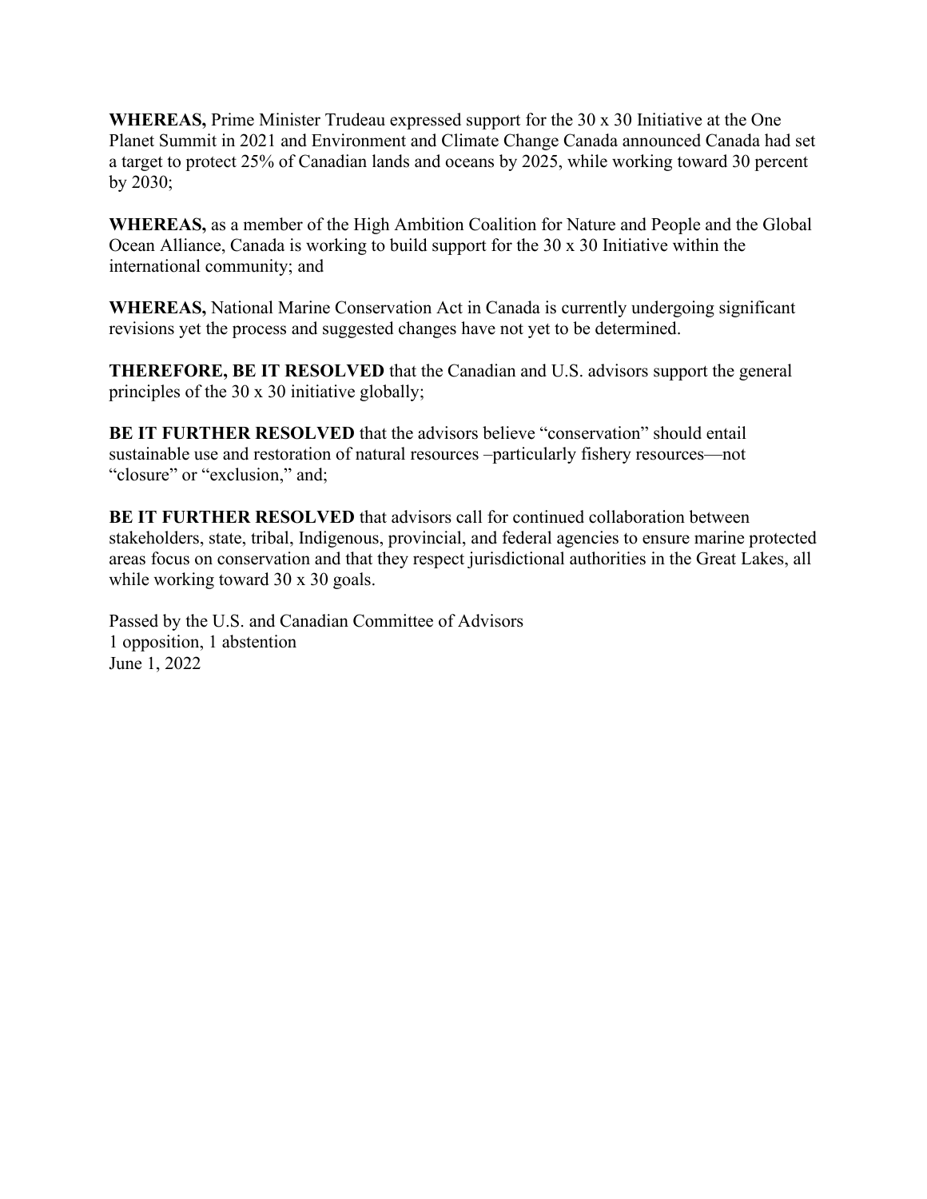**WHEREAS,** Prime Minister Trudeau expressed support for the 30 x 30 Initiative at the One Planet Summit in 2021 and Environment and Climate Change Canada announced Canada had set a target to protect 25% of Canadian lands and oceans by 2025, while working toward 30 percent by 2030;

**WHEREAS,** as a member of the High Ambition Coalition for Nature and People and the Global Ocean Alliance, Canada is working to build support for the 30 x 30 Initiative within the international community; and

**WHEREAS,** National Marine Conservation Act in Canada is currently undergoing significant revisions yet the process and suggested changes have not yet to be determined.

**THEREFORE, BE IT RESOLVED** that the Canadian and U.S. advisors support the general principles of the 30 x 30 initiative globally;

**BE IT FURTHER RESOLVED** that the advisors believe "conservation" should entail sustainable use and restoration of natural resources –particularly fishery resources—not "closure" or "exclusion," and;

**BE IT FURTHER RESOLVED** that advisors call for continued collaboration between stakeholders, state, tribal, Indigenous, provincial, and federal agencies to ensure marine protected areas focus on conservation and that they respect jurisdictional authorities in the Great Lakes, all while working toward 30 x 30 goals.

Passed by the U.S. and Canadian Committee of Advisors
1 opposition, 1 abstention
June 1, 2022